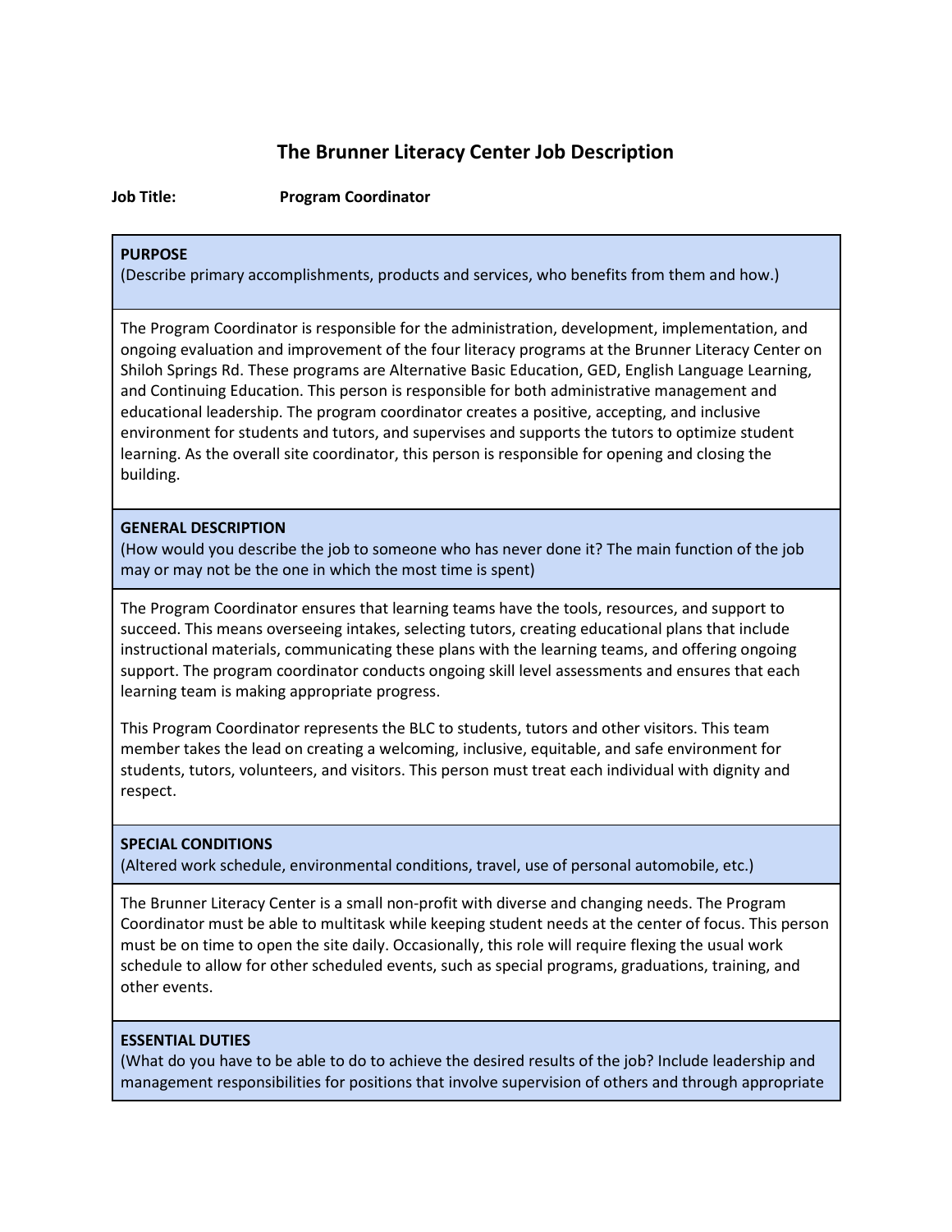# The Brunner Literacy Center Job Description

**Job Title:** **Program Coordinator**

**PURPOSE**
(Describe primary accomplishments, products and services, who benefits from them and how.)

The Program Coordinator is responsible for the administration, development, implementation, and ongoing evaluation and improvement of the four literacy programs at the Brunner Literacy Center on Shiloh Springs Rd. These programs are Alternative Basic Education, GED, English Language Learning, and Continuing Education. This person is responsible for both administrative management and educational leadership. The program coordinator creates a positive, accepting, and inclusive environment for students and tutors, and supervises and supports the tutors to optimize student learning. As the overall site coordinator, this person is responsible for opening and closing the building.

**GENERAL DESCRIPTION**
(How would you describe the job to someone who has never done it? The main function of the job may or may not be the one in which the most time is spent)

The Program Coordinator ensures that learning teams have the tools, resources, and support to succeed. This means overseeing intakes, selecting tutors, creating educational plans that include instructional materials, communicating these plans with the learning teams, and offering ongoing support. The program coordinator conducts ongoing skill level assessments and ensures that each learning team is making appropriate progress.

This Program Coordinator represents the BLC to students, tutors and other visitors. This team member takes the lead on creating a welcoming, inclusive, equitable, and safe environment for students, tutors, volunteers, and visitors. This person must treat each individual with dignity and respect.

**SPECIAL CONDITIONS**
(Altered work schedule, environmental conditions, travel, use of personal automobile, etc.)

The Brunner Literacy Center is a small non-profit with diverse and changing needs. The Program Coordinator must be able to multitask while keeping student needs at the center of focus. This person must be on time to open the site daily. Occasionally, this role will require flexing the usual work schedule to allow for other scheduled events, such as special programs, graduations, training, and other events.

**ESSENTIAL DUTIES**
(What do you have to be able to do to achieve the desired results of the job? Include leadership and management responsibilities for positions that involve supervision of others and through appropriate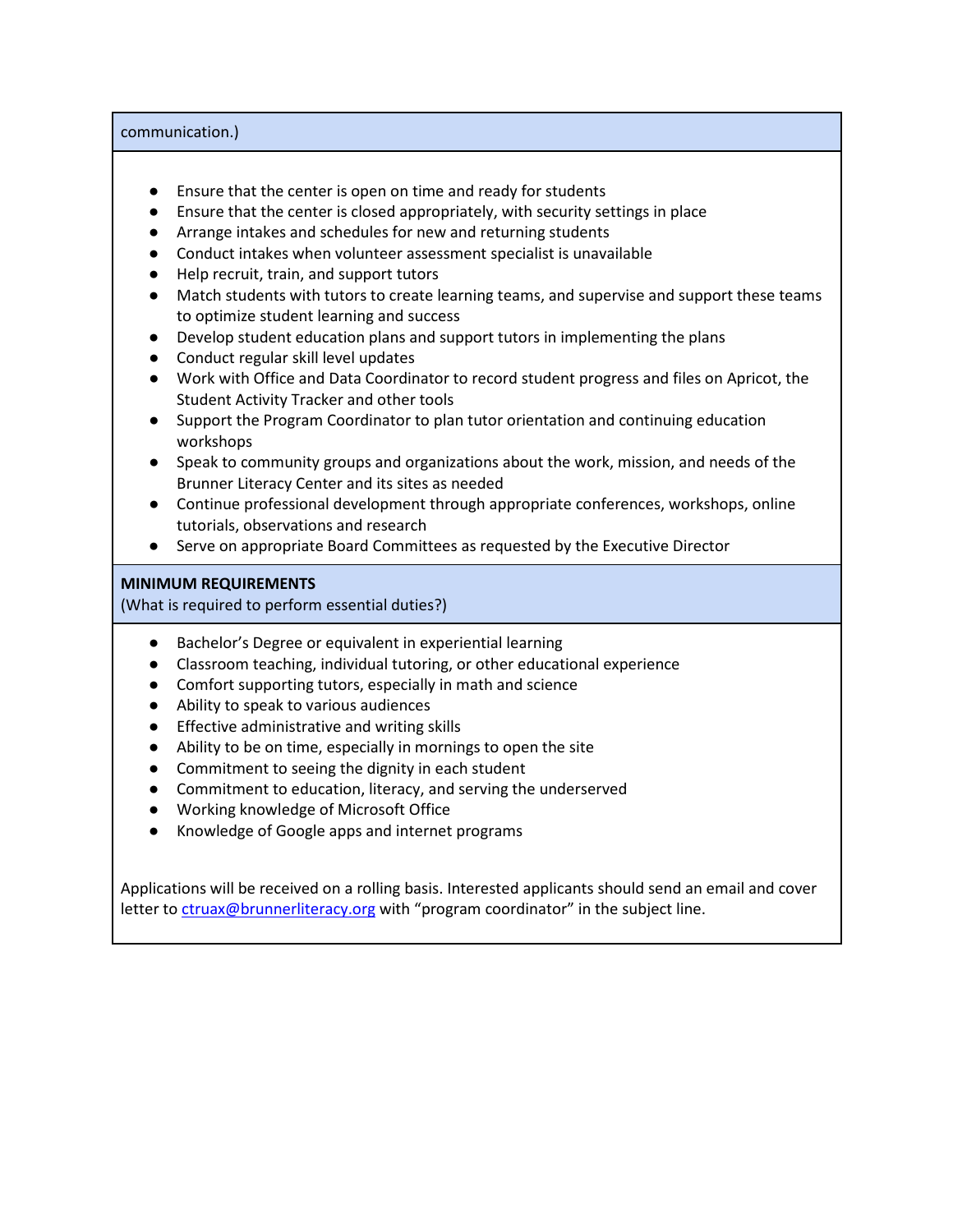communication.)

- Ensure that the center is open on time and ready for students
- Ensure that the center is closed appropriately, with security settings in place
- Arrange intakes and schedules for new and returning students
- Conduct intakes when volunteer assessment specialist is unavailable
- Help recruit, train, and support tutors
- Match students with tutors to create learning teams, and supervise and support these teams to optimize student learning and success
- Develop student education plans and support tutors in implementing the plans
- Conduct regular skill level updates
- Work with Office and Data Coordinator to record student progress and files on Apricot, the Student Activity Tracker and other tools
- Support the Program Coordinator to plan tutor orientation and continuing education workshops
- Speak to community groups and organizations about the work, mission, and needs of the Brunner Literacy Center and its sites as needed
- Continue professional development through appropriate conferences, workshops, online tutorials, observations and research
- Serve on appropriate Board Committees as requested by the Executive Director

**MINIMUM REQUIREMENTS**
(What is required to perform essential duties?)

- Bachelor's Degree or equivalent in experiential learning
- Classroom teaching, individual tutoring, or other educational experience
- Comfort supporting tutors, especially in math and science
- Ability to speak to various audiences
- Effective administrative and writing skills
- Ability to be on time, especially in mornings to open the site
- Commitment to seeing the dignity in each student
- Commitment to education, literacy, and serving the underserved
- Working knowledge of Microsoft Office
- Knowledge of Google apps and internet programs

Applications will be received on a rolling basis. Interested applicants should send an email and cover letter to ctruax@brunnerliteracy.org with "program coordinator" in the subject line.